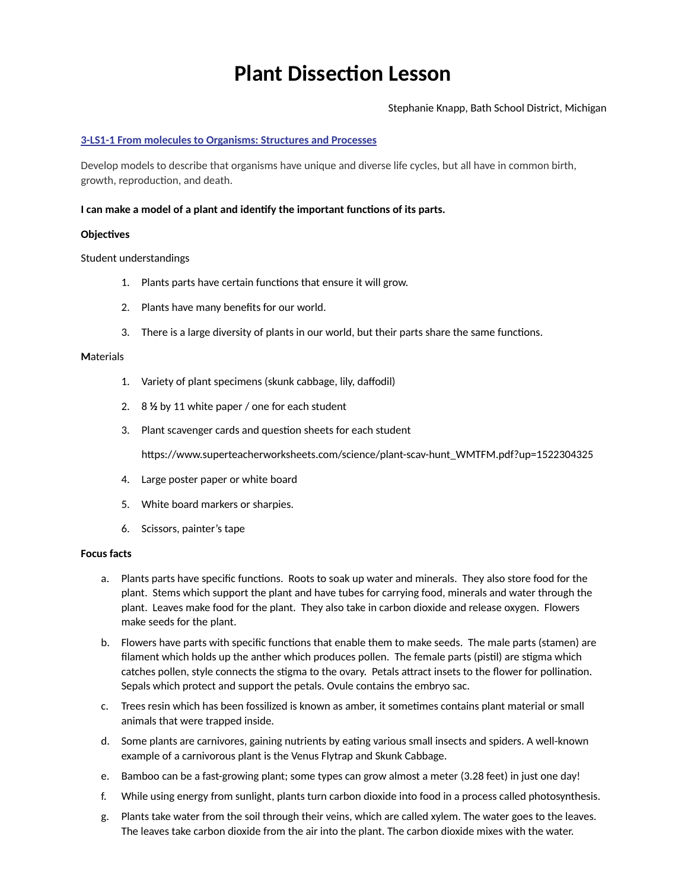# Plant Dissection Lesson

Stephanie Knapp, Bath School District, Michigan

**3-LS1-1 From molecules to Organisms: Structures and Processes**

Develop models to describe that organisms have unique and diverse life cycles, but all have in common birth, growth, reproduction, and death.

**I can make a model of a plant and identify the important functions of its parts.**

**Objectives**

Student understandings

1. Plants parts have certain functions that ensure it will grow.
2. Plants have many benefits for our world.
3. There is a large diversity of plants in our world, but their parts share the same functions.

**M**aterials

1. Variety of plant specimens (skunk cabbage, lily, daffodil)
2. 8 **½** by 11 white paper / one for each student
3. Plant scavenger cards and question sheets for each student

   https://www.superteacherworksheets.com/science/plant-scav-hunt_WMTFM.pdf?up=1522304325
4. Large poster paper or white board
5. White board markers or sharpies.
6. Scissors, painter's tape

**Focus facts**

a. Plants parts have specific functions. Roots to soak up water and minerals. They also store food for the plant. Stems which support the plant and have tubes for carrying food, minerals and water through the plant. Leaves make food for the plant. They also take in carbon dioxide and release oxygen. Flowers make seeds for the plant.

b. Flowers have parts with specific functions that enable them to make seeds. The male parts (stamen) are filament which holds up the anther which produces pollen. The female parts (pistil) are stigma which catches pollen, style connects the stigma to the ovary. Petals attract insets to the flower for pollination. Sepals which protect and support the petals. Ovule contains the embryo sac.

c. Trees resin which has been fossilized is known as amber, it sometimes contains plant material or small animals that were trapped inside.

d. Some plants are carnivores, gaining nutrients by eating various small insects and spiders. A well-known example of a carnivorous plant is the Venus Flytrap and Skunk Cabbage.

e. Bamboo can be a fast-growing plant; some types can grow almost a meter (3.28 feet) in just one day!

f. While using energy from sunlight, plants turn carbon dioxide into food in a process called photosynthesis.

g. Plants take water from the soil through their veins, which are called xylem. The water goes to the leaves. The leaves take carbon dioxide from the air into the plant. The carbon dioxide mixes with the water.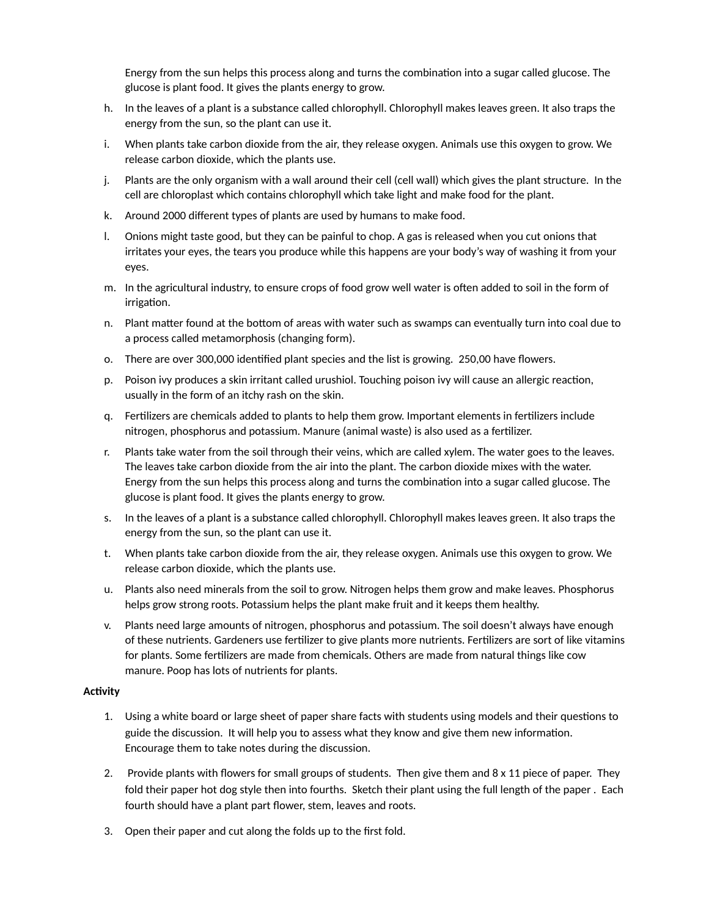Energy from the sun helps this process along and turns the combination into a sugar called glucose. The glucose is plant food. It gives the plants energy to grow.

h. In the leaves of a plant is a substance called chlorophyll. Chlorophyll makes leaves green. It also traps the energy from the sun, so the plant can use it.

i. When plants take carbon dioxide from the air, they release oxygen. Animals use this oxygen to grow. We release carbon dioxide, which the plants use.

j. Plants are the only organism with a wall around their cell (cell wall) which gives the plant structure. In the cell are chloroplast which contains chlorophyll which take light and make food for the plant.

k. Around 2000 different types of plants are used by humans to make food.

l. Onions might taste good, but they can be painful to chop. A gas is released when you cut onions that irritates your eyes, the tears you produce while this happens are your body's way of washing it from your eyes.

m. In the agricultural industry, to ensure crops of food grow well water is often added to soil in the form of irrigation.

n. Plant matter found at the bottom of areas with water such as swamps can eventually turn into coal due to a process called metamorphosis (changing form).

o. There are over 300,000 identified plant species and the list is growing. 250,00 have flowers.

p. Poison ivy produces a skin irritant called urushiol. Touching poison ivy will cause an allergic reaction, usually in the form of an itchy rash on the skin.

q. Fertilizers are chemicals added to plants to help them grow. Important elements in fertilizers include nitrogen, phosphorus and potassium. Manure (animal waste) is also used as a fertilizer.

r. Plants take water from the soil through their veins, which are called xylem. The water goes to the leaves. The leaves take carbon dioxide from the air into the plant. The carbon dioxide mixes with the water. Energy from the sun helps this process along and turns the combination into a sugar called glucose. The glucose is plant food. It gives the plants energy to grow.

s. In the leaves of a plant is a substance called chlorophyll. Chlorophyll makes leaves green. It also traps the energy from the sun, so the plant can use it.

t. When plants take carbon dioxide from the air, they release oxygen. Animals use this oxygen to grow. We release carbon dioxide, which the plants use.

u. Plants also need minerals from the soil to grow. Nitrogen helps them grow and make leaves. Phosphorus helps grow strong roots. Potassium helps the plant make fruit and it keeps them healthy.

v. Plants need large amounts of nitrogen, phosphorus and potassium. The soil doesn't always have enough of these nutrients. Gardeners use fertilizer to give plants more nutrients. Fertilizers are sort of like vitamins for plants. Some fertilizers are made from chemicals. Others are made from natural things like cow manure. Poop has lots of nutrients for plants.

**Activity**

1. Using a white board or large sheet of paper share facts with students using models and their questions to guide the discussion. It will help you to assess what they know and give them new information. Encourage them to take notes during the discussion.
2. Provide plants with flowers for small groups of students. Then give them and 8 x 11 piece of paper. They fold their paper hot dog style then into fourths. Sketch their plant using the full length of the paper . Each fourth should have a plant part flower, stem, leaves and roots.
3. Open their paper and cut along the folds up to the first fold.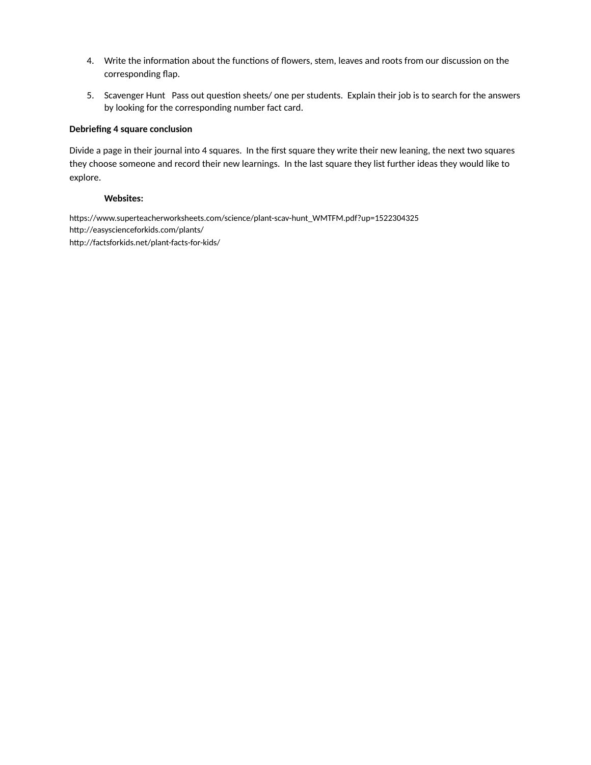4. Write the information about the functions of flowers, stem, leaves and roots from our discussion on the corresponding flap.
5. Scavenger Hunt   Pass out question sheets/ one per students.  Explain their job is to search for the answers by looking for the corresponding number fact card.

**Debriefing 4 square conclusion**

Divide a page in their journal into 4 squares.  In the first square they write their new leaning, the next two squares they choose someone and record their new learnings.  In the last square they list further ideas they would like to explore.

**Websites:**

https://www.superteacherworksheets.com/science/plant-scav-hunt_WMTFM.pdf?up=1522304325
http://easyscienceforkids.com/plants/
http://factsforkids.net/plant-facts-for-kids/